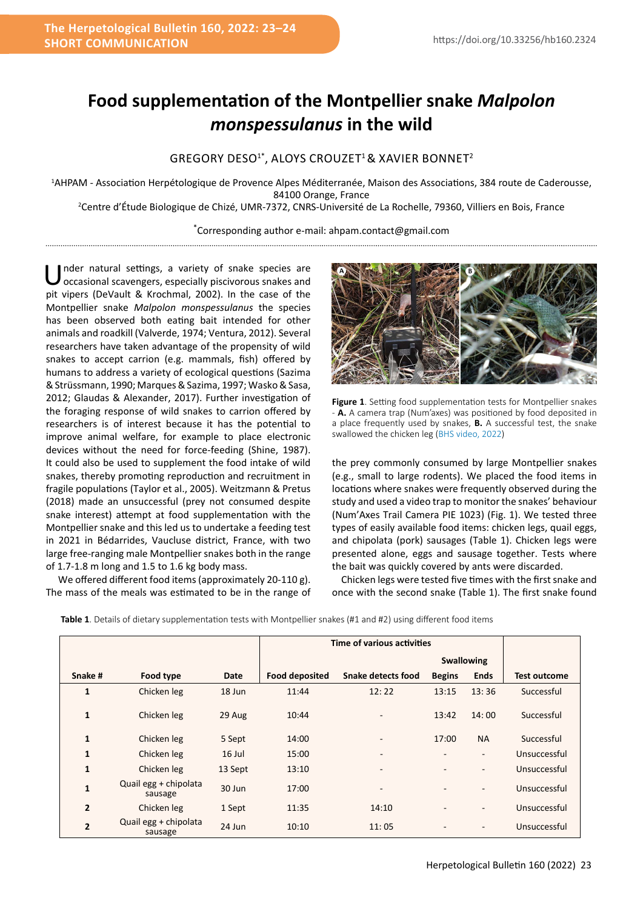# Food supplementation of the Montpellier snake *Malpolon monspessulanus* in the wild

GREGORY DESO[1*], ALOYS CROUZET[1] & XAVIER BONNET[2]

[1]AHPAM - Association Herpétologique de Provence Alpes Méditerranée, Maison des Associations, 384 route de Caderousse, 84100 Orange, France

[2]Centre d'Étude Biologique de Chizé, UMR-7372, CNRS-Université de La Rochelle, 79360, Villiers en Bois, France

[*]Corresponding author e-mail: ahpam.contact@gmail.com

Under natural settings, a variety of snake species are occasional scavengers, especially piscivorous snakes and pit vipers (DeVault & Krochmal, 2002). In the case of the Montpellier snake *Malpolon monspessulanus* the species has been observed both eating bait intended for other animals and roadkill (Valverde, 1974; Ventura, 2012). Several researchers have taken advantage of the propensity of wild snakes to accept carrion (e.g. mammals, fish) offered by humans to address a variety of ecological questions (Sazima & Strüssmann, 1990; Marques & Sazima, 1997; Wasko & Sasa, 2012; Glaudas & Alexander, 2017). Further investigation of the foraging response of wild snakes to carrion offered by researchers is of interest because it has the potential to improve animal welfare, for example to place electronic devices without the need for force-feeding (Shine, 1987). It could also be used to supplement the food intake of wild snakes, thereby promoting reproduction and recruitment in fragile populations (Taylor et al., 2005). Weitzmann & Pretus (2018) made an unsuccessful (prey not consumed despite snake interest) attempt at food supplementation with the Montpellier snake and this led us to undertake a feeding test in 2021 in Bédarrides, Vaucluse district, France, with two large free-ranging male Montpellier snakes both in the range of 1.7-1.8 m long and 1.5 to 1.6 kg body mass.

We offered different food items (approximately 20-110 g). The mass of the meals was estimated to be in the range of the prey commonly consumed by large Montpellier snakes (e.g., small to large rodents). We placed the food items in locations where snakes were frequently observed during the study and used a video trap to monitor the snakes' behaviour (Num'Axes Trail Camera PIE 1023) (Fig. 1). We tested three types of easily available food items: chicken legs, quail eggs, and chipolata (pork) sausages (Table 1). Chicken legs were presented alone, eggs and sausage together. Tests where the bait was quickly covered by ants were discarded.

**Figure 1**. Setting food supplementation tests for Montpellier snakes - **A.** A camera trap (Num'axes) was positioned by food deposited in a place frequently used by snakes, **B.** A successful test, the snake swallowed the chicken leg (BHS video, 2022)

Chicken legs were tested five times with the first snake and once with the second snake (Table 1). The first snake found

**Table 1**. Details of dietary supplementation tests with Montpellier snakes (#1 and #2) using different food items

| | | | Time of various activities | | | | |
|---|---|---|---|---|---|---|---|
| | | | | | Swallowing | | |
| Snake # | Food type | Date | Food deposited | Snake detects food | Begins | Ends | Test outcome |
| 1 | Chicken leg | 18 Jun | 11:44 | 12: 22 | 13:15 | 13: 36 | Successful |
| 1 | Chicken leg | 29 Aug | 10:44 | - | 13:42 | 14: 00 | Successful |
| 1 | Chicken leg | 5 Sept | 14:00 | - | 17:00 | NA | Successful |
| 1 | Chicken leg | 16 Jul | 15:00 | - | - | - | Unsuccessful |
| 1 | Chicken leg | 13 Sept | 13:10 | - | - | - | Unsuccessful |
| 1 | Quail egg + chipolata sausage | 30 Jun | 17:00 | - | - | - | Unsuccessful |
| 2 | Chicken leg | 1 Sept | 11:35 | 14:10 | - | - | Unsuccessful |
| 2 | Quail egg + chipolata sausage | 24 Jun | 10:10 | 11: 05 | - | - | Unsuccessful |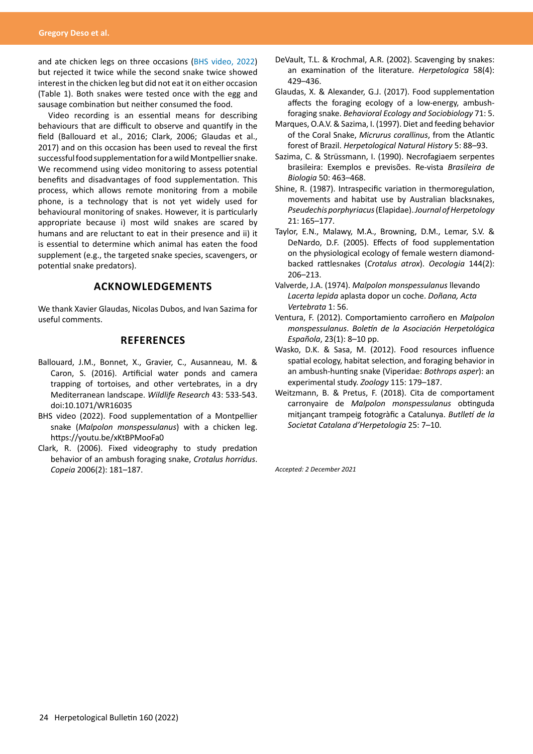and ate chicken legs on three occasions (BHS video, 2022) but rejected it twice while the second snake twice showed interest in the chicken leg but did not eat it on either occasion (Table 1). Both snakes were tested once with the egg and sausage combination but neither consumed the food.

Video recording is an essential means for describing behaviours that are difficult to observe and quantify in the field (Ballouard et al., 2016; Clark, 2006; Glaudas et al., 2017) and on this occasion has been used to reveal the first successful food supplementation for a wild Montpellier snake. We recommend using video monitoring to assess potential benefits and disadvantages of food supplementation. This process, which allows remote monitoring from a mobile phone, is a technology that is not yet widely used for behavioural monitoring of snakes. However, it is particularly appropriate because i) most wild snakes are scared by humans and are reluctant to eat in their presence and ii) it is essential to determine which animal has eaten the food supplement (e.g., the targeted snake species, scavengers, or potential snake predators).

## ACKNOWLEDGEMENTS

We thank Xavier Glaudas, Nicolas Dubos, and Ivan Sazima for useful comments.

## REFERENCES

Ballouard, J.M., Bonnet, X., Gravier, C., Ausanneau, M. & Caron, S. (2016). Artificial water ponds and camera trapping of tortoises, and other vertebrates, in a dry Mediterranean landscape. *Wildlife Research* 43: 533-543. doi:10.1071/WR16035

BHS video (2022). Food supplementation of a Montpellier snake (*Malpolon monspessulanus*) with a chicken leg. https://youtu.be/xKtBPMooFa0

Clark, R. (2006). Fixed videography to study predation behavior of an ambush foraging snake, *Crotalus horridus*. *Copeia* 2006(2): 181–187.

DeVault, T.L. & Krochmal, A.R. (2002). Scavenging by snakes: an examination of the literature. *Herpetologica* 58(4): 429–436.

Glaudas, X. & Alexander, G.J. (2017). Food supplementation affects the foraging ecology of a low-energy, ambush-foraging snake. *Behavioral Ecology and Sociobiology* 71: 5.

Marques, O.A.V. & Sazima, I. (1997). Diet and feeding behavior of the Coral Snake, *Micrurus corallinus*, from the Atlantic forest of Brazil. *Herpetological Natural History* 5: 88–93.

Sazima, C. & Strüssmann, I. (1990). Necrofagiaem serpentes brasileira: Exemplos e previsões. Re-vista *Brasileira de Biologia* 50: 463–468.

Shine, R. (1987). Intraspecific variation in thermoregulation, movements and habitat use by Australian blacksnakes, *Pseudechis porphyriacus* (Elapidae). *Journal of Herpetology* 21: 165–177.

Taylor, E.N., Malawy, M.A., Browning, D.M., Lemar, S.V. & DeNardo, D.F. (2005). Effects of food supplementation on the physiological ecology of female western diamond-backed rattlesnakes (*Crotalus atrox*). *Oecologia* 144(2): 206–213.

Valverde, J.A. (1974). *Malpolon monspessulanus* llevando *Lacerta lepida* aplasta dopor un coche. *Doñana, Acta Vertebrata* 1: 56.

Ventura, F. (2012). Comportamiento carroñero en *Malpolon monspessulanus*. *Boletín de la Asociación Herpetológica Española*, 23(1): 8–10 pp.

Wasko, D.K. & Sasa, M. (2012). Food resources influence spatial ecology, habitat selection, and foraging behavior in an ambush-hunting snake (Viperidae: *Bothrops asper*): an experimental study. *Zoology* 115: 179–187.

Weitzmann, B. & Pretus, F. (2018). Cita de comportament carronyaire de *Malpolon monspessulanus* obtinguda mitjançant trampeig fotogràfic a Catalunya. *Butlletí de la Societat Catalana d'Herpetologia* 25: 7–10.

*Accepted: 2 December 2021*